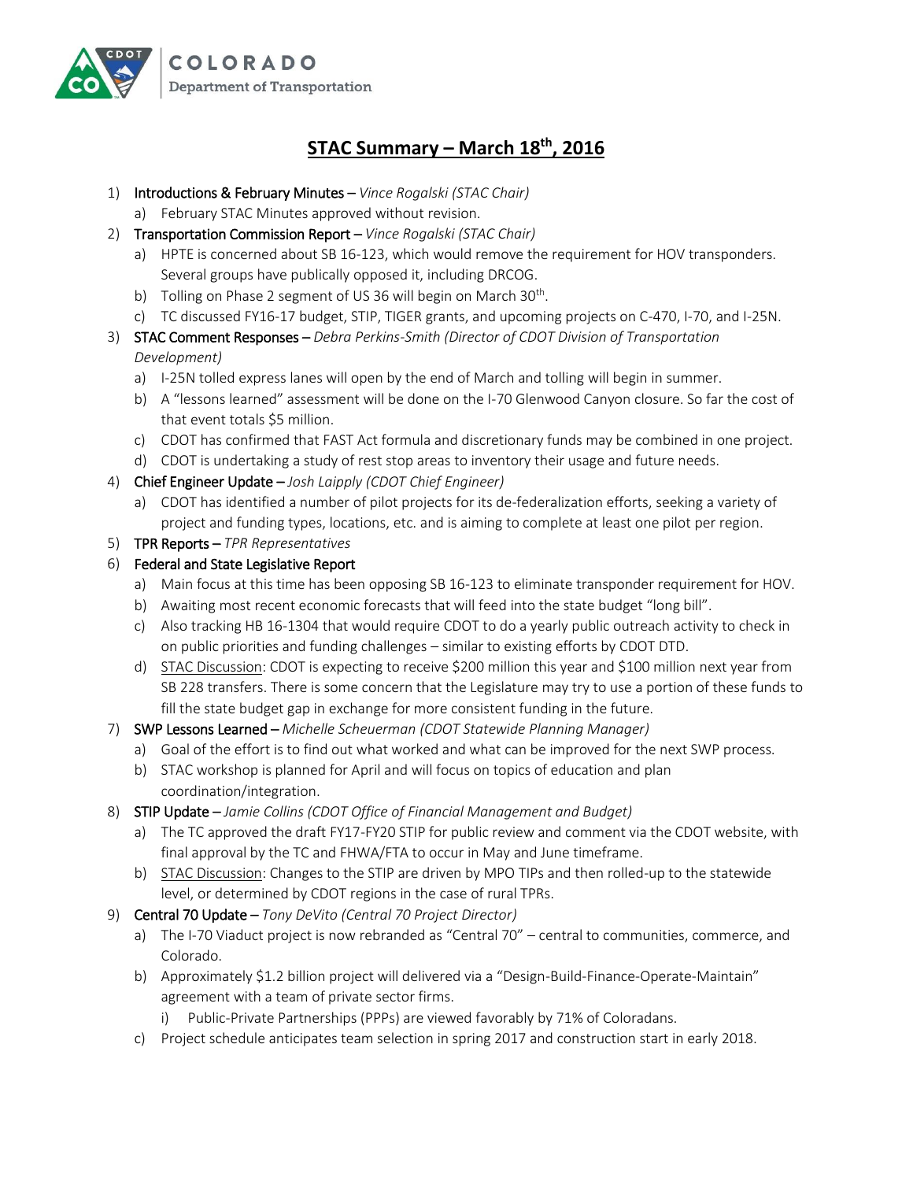COLORADO
Department of Transportation

# STAC Summary – March 18th, 2016

1) Introductions & February Minutes – *Vince Rogalski (STAC Chair)*
   a) February STAC Minutes approved without revision.
2) Transportation Commission Report – *Vince Rogalski (STAC Chair)*
   a) HPTE is concerned about SB 16-123, which would remove the requirement for HOV transponders. Several groups have publically opposed it, including DRCOG.
   b) Tolling on Phase 2 segment of US 36 will begin on March 30th.
   c) TC discussed FY16-17 budget, STIP, TIGER grants, and upcoming projects on C-470, I-70, and I-25N.
3) STAC Comment Responses – *Debra Perkins-Smith (Director of CDOT Division of Transportation Development)*
   a) I-25N tolled express lanes will open by the end of March and tolling will begin in summer.
   b) A "lessons learned" assessment will be done on the I-70 Glenwood Canyon closure. So far the cost of that event totals $5 million.
   c) CDOT has confirmed that FAST Act formula and discretionary funds may be combined in one project.
   d) CDOT is undertaking a study of rest stop areas to inventory their usage and future needs.
4) Chief Engineer Update – *Josh Laipply (CDOT Chief Engineer)*
   a) CDOT has identified a number of pilot projects for its de-federalization efforts, seeking a variety of project and funding types, locations, etc. and is aiming to complete at least one pilot per region.
5) TPR Reports – *TPR Representatives*
6) Federal and State Legislative Report
   a) Main focus at this time has been opposing SB 16-123 to eliminate transponder requirement for HOV.
   b) Awaiting most recent economic forecasts that will feed into the state budget "long bill".
   c) Also tracking HB 16-1304 that would require CDOT to do a yearly public outreach activity to check in on public priorities and funding challenges – similar to existing efforts by CDOT DTD.
   d) STAC Discussion: CDOT is expecting to receive $200 million this year and $100 million next year from SB 228 transfers. There is some concern that the Legislature may try to use a portion of these funds to fill the state budget gap in exchange for more consistent funding in the future.
7) SWP Lessons Learned – *Michelle Scheuerman (CDOT Statewide Planning Manager)*
   a) Goal of the effort is to find out what worked and what can be improved for the next SWP process.
   b) STAC workshop is planned for April and will focus on topics of education and plan coordination/integration.
8) STIP Update – *Jamie Collins (CDOT Office of Financial Management and Budget)*
   a) The TC approved the draft FY17-FY20 STIP for public review and comment via the CDOT website, with final approval by the TC and FHWA/FTA to occur in May and June timeframe.
   b) STAC Discussion: Changes to the STIP are driven by MPO TIPs and then rolled-up to the statewide level, or determined by CDOT regions in the case of rural TPRs.
9) Central 70 Update – *Tony DeVito (Central 70 Project Director)*
   a) The I-70 Viaduct project is now rebranded as "Central 70" – central to communities, commerce, and Colorado.
   b) Approximately $1.2 billion project will delivered via a "Design-Build-Finance-Operate-Maintain" agreement with a team of private sector firms.
      i) Public-Private Partnerships (PPPs) are viewed favorably by 71% of Coloradans.
   c) Project schedule anticipates team selection in spring 2017 and construction start in early 2018.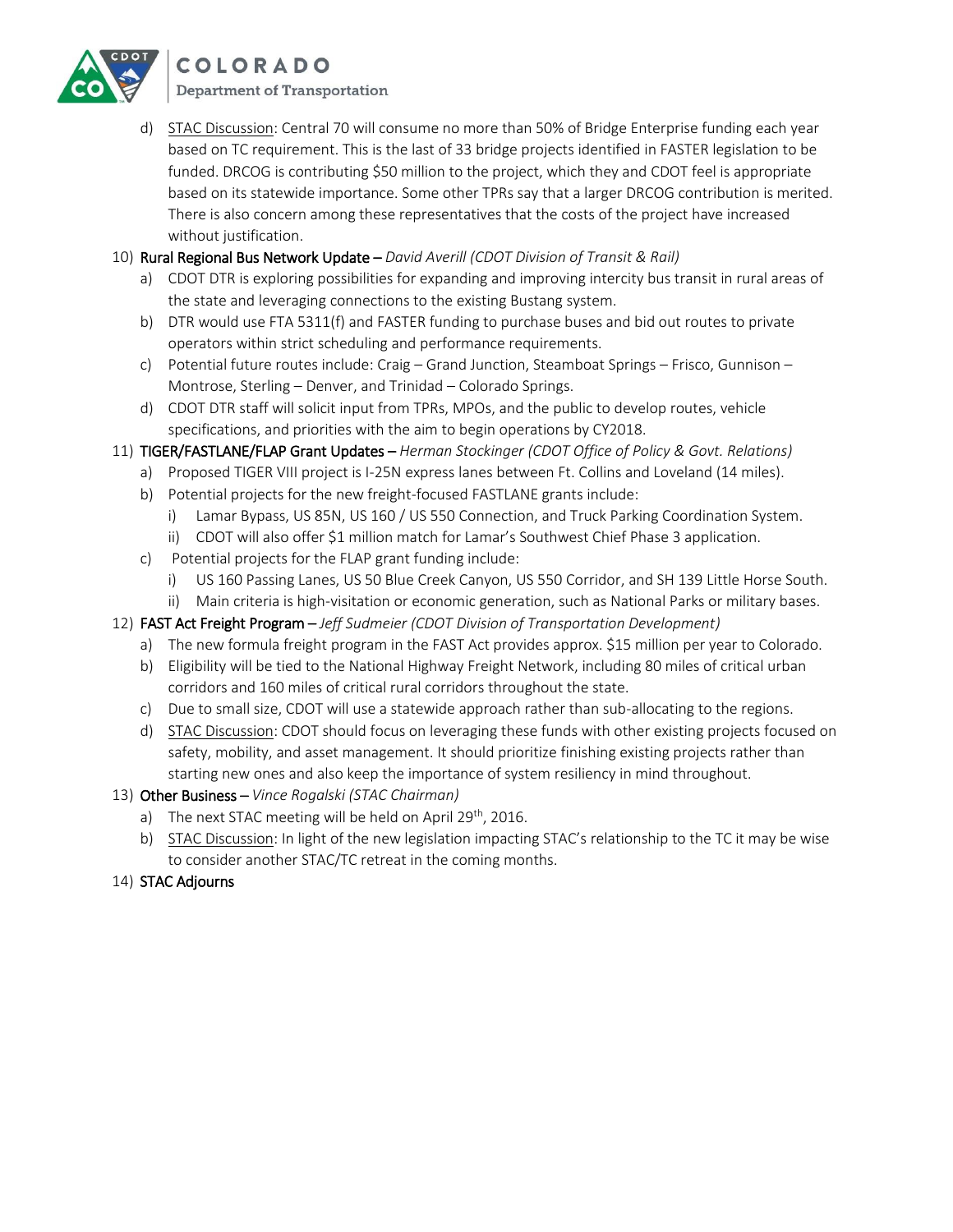d) STAC Discussion: Central 70 will consume no more than 50% of Bridge Enterprise funding each year based on TC requirement. This is the last of 33 bridge projects identified in FASTER legislation to be funded. DRCOG is contributing $50 million to the project, which they and CDOT feel is appropriate based on its statewide importance. Some other TPRs say that a larger DRCOG contribution is merited. There is also concern among these representatives that the costs of the project have increased without justification.

10) Rural Regional Bus Network Update – *David Averill (CDOT Division of Transit & Rail)*
   a) CDOT DTR is exploring possibilities for expanding and improving intercity bus transit in rural areas of the state and leveraging connections to the existing Bustang system.
   b) DTR would use FTA 5311(f) and FASTER funding to purchase buses and bid out routes to private operators within strict scheduling and performance requirements.
   c) Potential future routes include: Craig – Grand Junction, Steamboat Springs – Frisco, Gunnison – Montrose, Sterling – Denver, and Trinidad – Colorado Springs.
   d) CDOT DTR staff will solicit input from TPRs, MPOs, and the public to develop routes, vehicle specifications, and priorities with the aim to begin operations by CY2018.

11) TIGER/FASTLANE/FLAP Grant Updates – *Herman Stockinger (CDOT Office of Policy & Govt. Relations)*
   a) Proposed TIGER VIII project is I-25N express lanes between Ft. Collins and Loveland (14 miles).
   b) Potential projects for the new freight-focused FASTLANE grants include:
      i) Lamar Bypass, US 85N, US 160 / US 550 Connection, and Truck Parking Coordination System.
      ii) CDOT will also offer $1 million match for Lamar's Southwest Chief Phase 3 application.
   c) Potential projects for the FLAP grant funding include:
      i) US 160 Passing Lanes, US 50 Blue Creek Canyon, US 550 Corridor, and SH 139 Little Horse South.
      ii) Main criteria is high-visitation or economic generation, such as National Parks or military bases.

12) FAST Act Freight Program – *Jeff Sudmeier (CDOT Division of Transportation Development)*
   a) The new formula freight program in the FAST Act provides approx. $15 million per year to Colorado.
   b) Eligibility will be tied to the National Highway Freight Network, including 80 miles of critical urban corridors and 160 miles of critical rural corridors throughout the state.
   c) Due to small size, CDOT will use a statewide approach rather than sub-allocating to the regions.
   d) STAC Discussion: CDOT should focus on leveraging these funds with other existing projects focused on safety, mobility, and asset management. It should prioritize finishing existing projects rather than starting new ones and also keep the importance of system resiliency in mind throughout.

13) Other Business – *Vince Rogalski (STAC Chairman)*
   a) The next STAC meeting will be held on April 29th, 2016.
   b) STAC Discussion: In light of the new legislation impacting STAC's relationship to the TC it may be wise to consider another STAC/TC retreat in the coming months.

14) STAC Adjourns